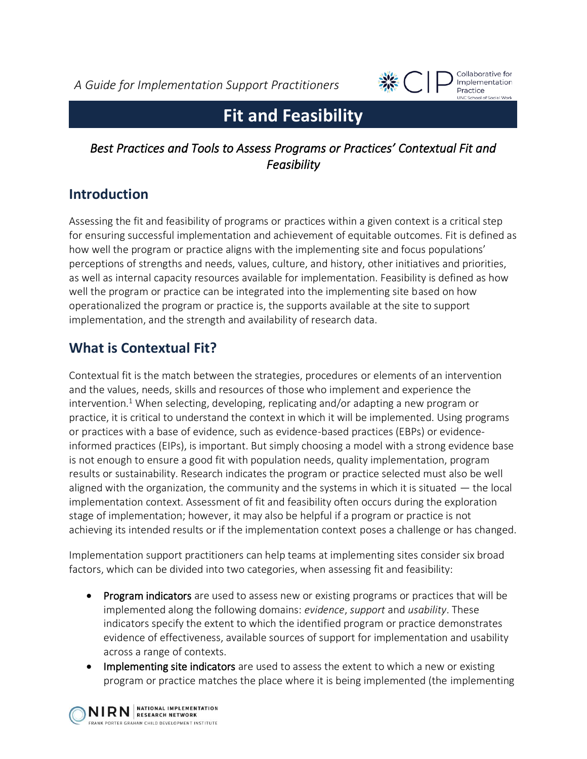*A Guide for Implementation Support Practitioners*

# Fit and Feasibility

### *Best Practices and Tools to Assess Programs or Practices' Contextual Fit and Feasibility*

## Introduction

Assessing the fit and feasibility of programs or practices within a given context is a critical step for ensuring successful implementation and achievement of equitable outcomes. Fit is defined as how well the program or practice aligns with the implementing site and focus populations' perceptions of strengths and needs, values, culture, and history, other initiatives and priorities, as well as internal capacity resources available for implementation. Feasibility is defined as how well the program or practice can be integrated into the implementing site based on how operationalized the program or practice is, the supports available at the site to support implementation, and the strength and availability of research data.

## What is Contextual Fit?

Contextual fit is the match between the strategies, procedures or elements of an intervention and the values, needs, skills and resources of those who implement and experience the intervention.[1] When selecting, developing, replicating and/or adapting a new program or practice, it is critical to understand the context in which it will be implemented. Using programs or practices with a base of evidence, such as evidence-based practices (EBPs) or evidence-informed practices (EIPs), is important. But simply choosing a model with a strong evidence base is not enough to ensure a good fit with population needs, quality implementation, program results or sustainability. Research indicates the program or practice selected must also be well aligned with the organization, the community and the systems in which it is situated — the local implementation context. Assessment of fit and feasibility often occurs during the exploration stage of implementation; however, it may also be helpful if a program or practice is not achieving its intended results or if the implementation context poses a challenge or has changed.

Implementation support practitioners can help teams at implementing sites consider six broad factors, which can be divided into two categories, when assessing fit and feasibility:

- Program indicators are used to assess new or existing programs or practices that will be implemented along the following domains: *evidence*, *support* and *usability*. These indicators specify the extent to which the identified program or practice demonstrates evidence of effectiveness, available sources of support for implementation and usability across a range of contexts.
- Implementing site indicators are used to assess the extent to which a new or existing program or practice matches the place where it is being implemented (the implementing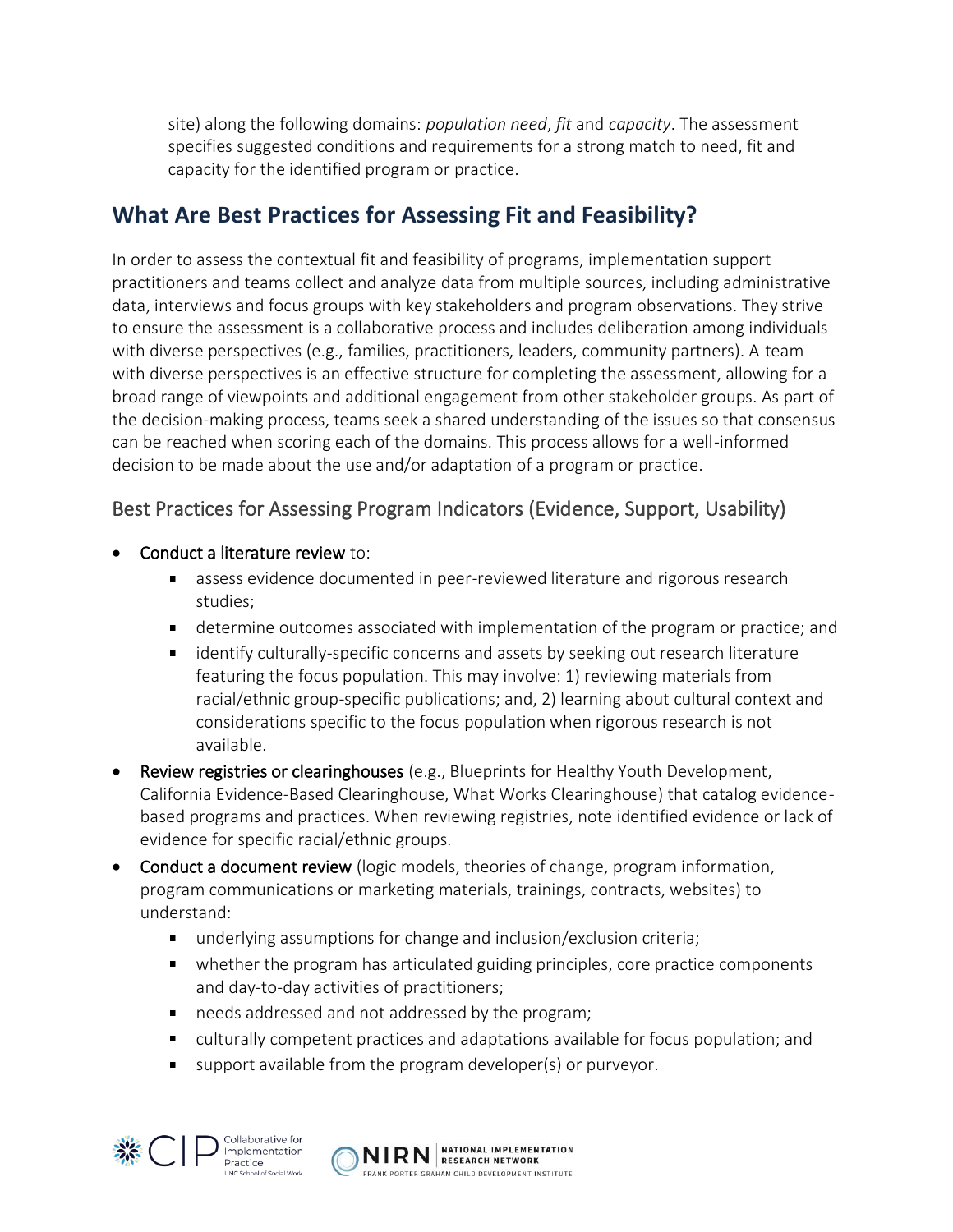site) along the following domains: *population need*, *fit* and *capacity*. The assessment specifies suggested conditions and requirements for a strong match to need, fit and capacity for the identified program or practice.

## What Are Best Practices for Assessing Fit and Feasibility?

In order to assess the contextual fit and feasibility of programs, implementation support practitioners and teams collect and analyze data from multiple sources, including administrative data, interviews and focus groups with key stakeholders and program observations. They strive to ensure the assessment is a collaborative process and includes deliberation among individuals with diverse perspectives (e.g., families, practitioners, leaders, community partners). A team with diverse perspectives is an effective structure for completing the assessment, allowing for a broad range of viewpoints and additional engagement from other stakeholder groups. As part of the decision-making process, teams seek a shared understanding of the issues so that consensus can be reached when scoring each of the domains. This process allows for a well-informed decision to be made about the use and/or adaptation of a program or practice.

### Best Practices for Assessing Program Indicators (Evidence, Support, Usability)

- Conduct a literature review to:
  - assess evidence documented in peer-reviewed literature and rigorous research studies;
  - determine outcomes associated with implementation of the program or practice; and
  - identify culturally-specific concerns and assets by seeking out research literature featuring the focus population. This may involve: 1) reviewing materials from racial/ethnic group-specific publications; and, 2) learning about cultural context and considerations specific to the focus population when rigorous research is not available.
- Review registries or clearinghouses (e.g., Blueprints for Healthy Youth Development, California Evidence-Based Clearinghouse, What Works Clearinghouse) that catalog evidence-based programs and practices. When reviewing registries, note identified evidence or lack of evidence for specific racial/ethnic groups.
- Conduct a document review (logic models, theories of change, program information, program communications or marketing materials, trainings, contracts, websites) to understand:
  - underlying assumptions for change and inclusion/exclusion criteria;
  - whether the program has articulated guiding principles, core practice components and day-to-day activities of practitioners;
  - needs addressed and not addressed by the program;
  - culturally competent practices and adaptations available for focus population; and
  - support available from the program developer(s) or purveyor.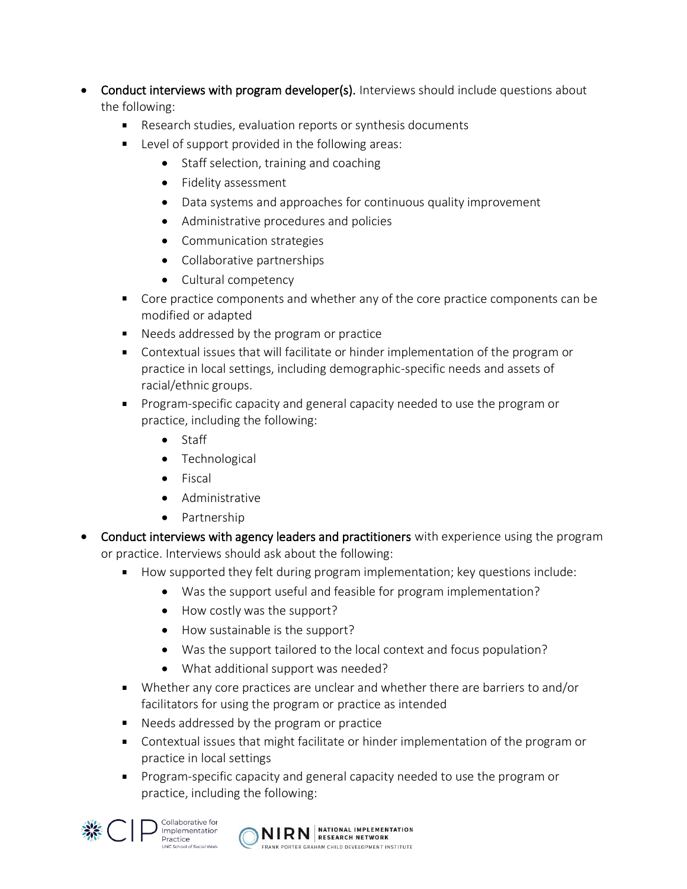- **Conduct interviews with program developer(s).** Interviews should include questions about the following:
  - Research studies, evaluation reports or synthesis documents
  - Level of support provided in the following areas:
    - Staff selection, training and coaching
    - Fidelity assessment
    - Data systems and approaches for continuous quality improvement
    - Administrative procedures and policies
    - Communication strategies
    - Collaborative partnerships
    - Cultural competency
  - Core practice components and whether any of the core practice components can be modified or adapted
  - Needs addressed by the program or practice
  - Contextual issues that will facilitate or hinder implementation of the program or practice in local settings, including demographic-specific needs and assets of racial/ethnic groups.
  - Program-specific capacity and general capacity needed to use the program or practice, including the following:
    - Staff
    - Technological
    - Fiscal
    - Administrative
    - Partnership
- **Conduct interviews with agency leaders and practitioners** with experience using the program or practice. Interviews should ask about the following:
  - How supported they felt during program implementation; key questions include:
    - Was the support useful and feasible for program implementation?
    - How costly was the support?
    - How sustainable is the support?
    - Was the support tailored to the local context and focus population?
    - What additional support was needed?
  - Whether any core practices are unclear and whether there are barriers to and/or facilitators for using the program or practice as intended
  - Needs addressed by the program or practice
  - Contextual issues that might facilitate or hinder implementation of the program or practice in local settings
  - Program-specific capacity and general capacity needed to use the program or practice, including the following: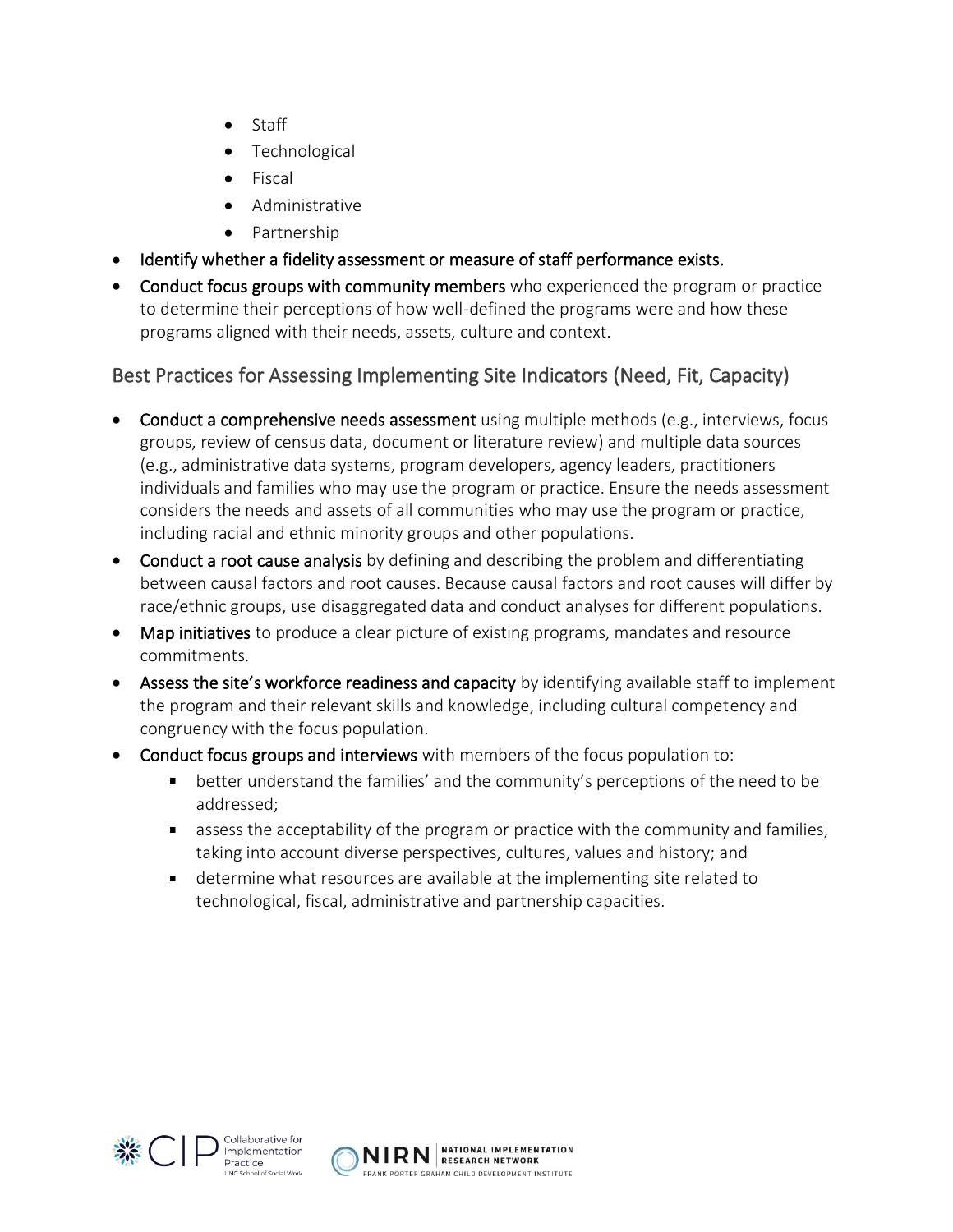- Staff
  - Technological
  - Fiscal
  - Administrative
  - Partnership
- **Identify whether a fidelity assessment or measure of staff performance exists.**
- **Conduct focus groups with community members** who experienced the program or practice to determine their perceptions of how well-defined the programs were and how these programs aligned with their needs, assets, culture and context.

## Best Practices for Assessing Implementing Site Indicators (Need, Fit, Capacity)

- **Conduct a comprehensive needs assessment** using multiple methods (e.g., interviews, focus groups, review of census data, document or literature review) and multiple data sources (e.g., administrative data systems, program developers, agency leaders, practitioners individuals and families who may use the program or practice. Ensure the needs assessment considers the needs and assets of all communities who may use the program or practice, including racial and ethnic minority groups and other populations.
- **Conduct a root cause analysis** by defining and describing the problem and differentiating between causal factors and root causes. Because causal factors and root causes will differ by race/ethnic groups, use disaggregated data and conduct analyses for different populations.
- **Map initiatives** to produce a clear picture of existing programs, mandates and resource commitments.
- **Assess the site's workforce readiness and capacity** by identifying available staff to implement the program and their relevant skills and knowledge, including cultural competency and congruency with the focus population.
- **Conduct focus groups and interviews** with members of the focus population to:
  - better understand the families' and the community's perceptions of the need to be addressed;
  - assess the acceptability of the program or practice with the community and families, taking into account diverse perspectives, cultures, values and history; and
  - determine what resources are available at the implementing site related to technological, fiscal, administrative and partnership capacities.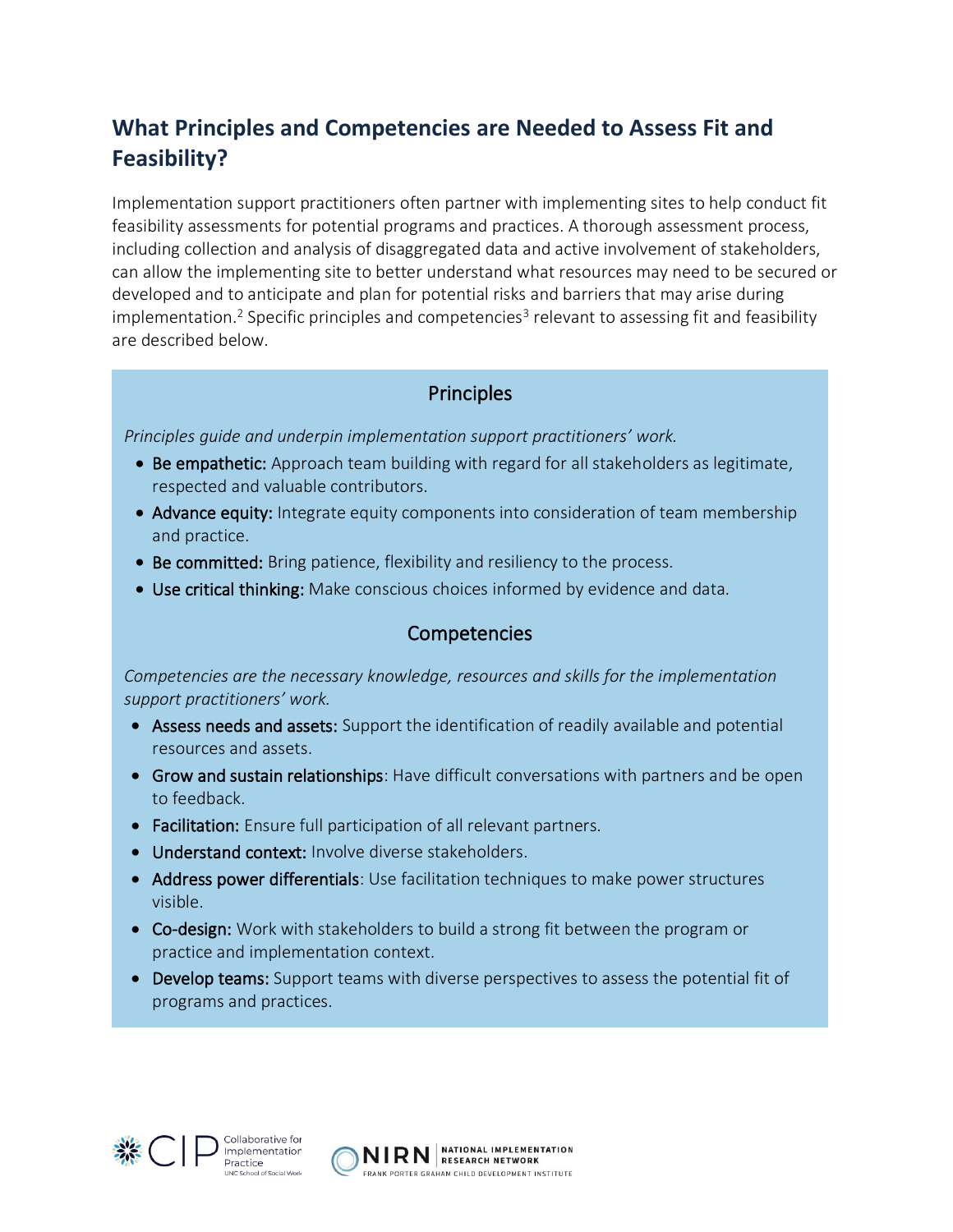## What Principles and Competencies are Needed to Assess Fit and Feasibility?

Implementation support practitioners often partner with implementing sites to help conduct fit feasibility assessments for potential programs and practices. A thorough assessment process, including collection and analysis of disaggregated data and active involvement of stakeholders, can allow the implementing site to better understand what resources may need to be secured or developed and to anticipate and plan for potential risks and barriers that may arise during implementation.[2] Specific principles and competencies[3] relevant to assessing fit and feasibility are described below.

### Principles

*Principles guide and underpin implementation support practitioners' work.*

- **Be empathetic:** Approach team building with regard for all stakeholders as legitimate, respected and valuable contributors.
- **Advance equity:** Integrate equity components into consideration of team membership and practice.
- **Be committed:** Bring patience, flexibility and resiliency to the process.
- **Use critical thinking:** Make conscious choices informed by evidence and data.

### Competencies

*Competencies are the necessary knowledge, resources and skills for the implementation support practitioners' work.*

- **Assess needs and assets:** Support the identification of readily available and potential resources and assets.
- **Grow and sustain relationships**: Have difficult conversations with partners and be open to feedback.
- **Facilitation:** Ensure full participation of all relevant partners.
- **Understand context:** Involve diverse stakeholders.
- **Address power differentials**: Use facilitation techniques to make power structures visible.
- **Co-design:** Work with stakeholders to build a strong fit between the program or practice and implementation context.
- **Develop teams:** Support teams with diverse perspectives to assess the potential fit of programs and practices.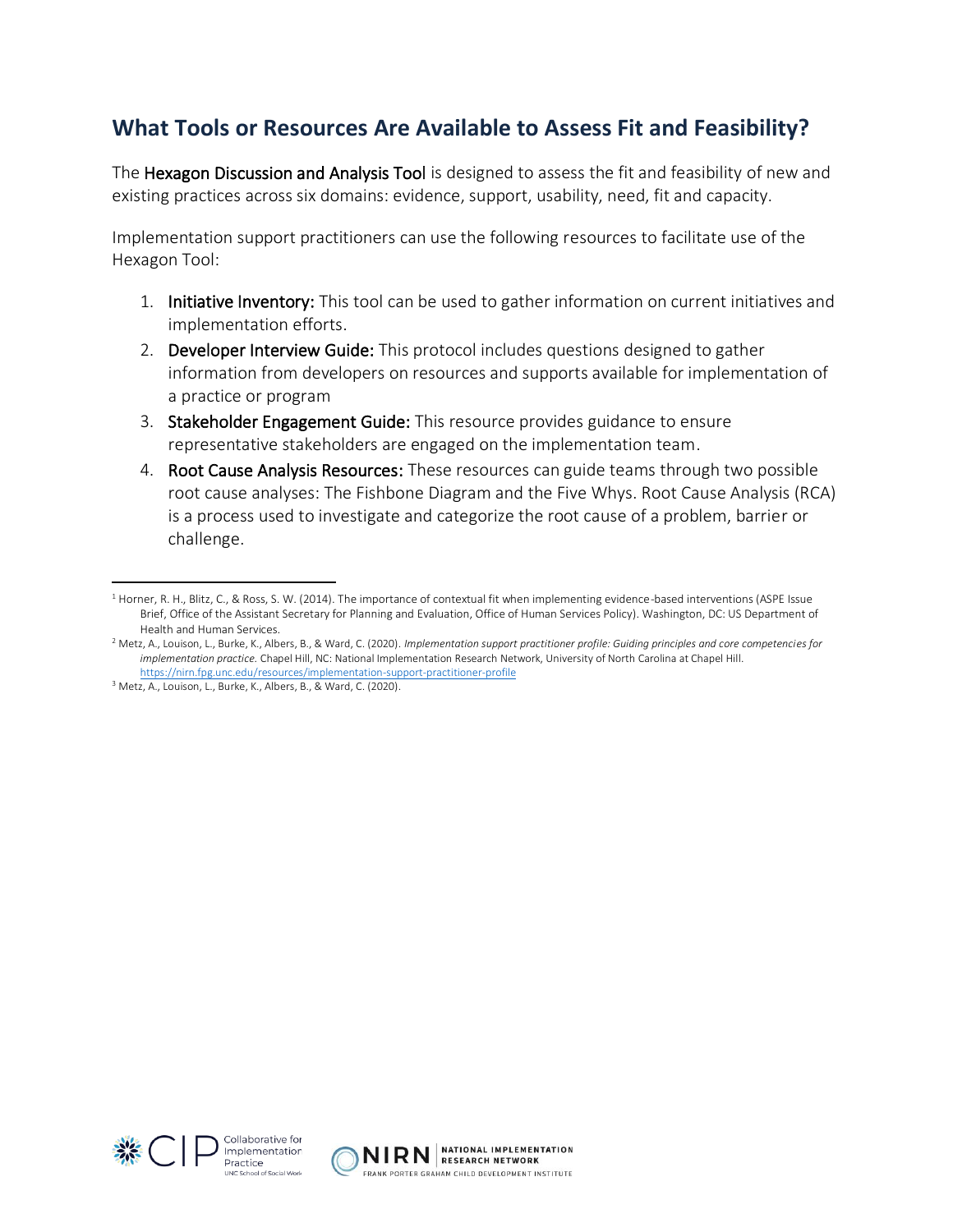## What Tools or Resources Are Available to Assess Fit and Feasibility?

The Hexagon Discussion and Analysis Tool is designed to assess the fit and feasibility of new and existing practices across six domains: evidence, support, usability, need, fit and capacity.

Implementation support practitioners can use the following resources to facilitate use of the Hexagon Tool:

1. **Initiative Inventory:** This tool can be used to gather information on current initiatives and implementation efforts.
2. **Developer Interview Guide:** This protocol includes questions designed to gather information from developers on resources and supports available for implementation of a practice or program
3. **Stakeholder Engagement Guide:** This resource provides guidance to ensure representative stakeholders are engaged on the implementation team.
4. **Root Cause Analysis Resources:** These resources can guide teams through two possible root cause analyses: The Fishbone Diagram and the Five Whys. Root Cause Analysis (RCA) is a process used to investigate and categorize the root cause of a problem, barrier or challenge.

---

[1] Horner, R. H., Blitz, C., & Ross, S. W. (2014). The importance of contextual fit when implementing evidence-based interventions (ASPE Issue Brief, Office of the Assistant Secretary for Planning and Evaluation, Office of Human Services Policy). Washington, DC: US Department of Health and Human Services.

[2] Metz, A., Louison, L., Burke, K., Albers, B., & Ward, C. (2020). *Implementation support practitioner profile: Guiding principles and core competencies for implementation practice.* Chapel Hill, NC: National Implementation Research Network, University of North Carolina at Chapel Hill. https://nirn.fpg.unc.edu/resources/implementation-support-practitioner-profile

[3] Metz, A., Louison, L., Burke, K., Albers, B., & Ward, C. (2020).